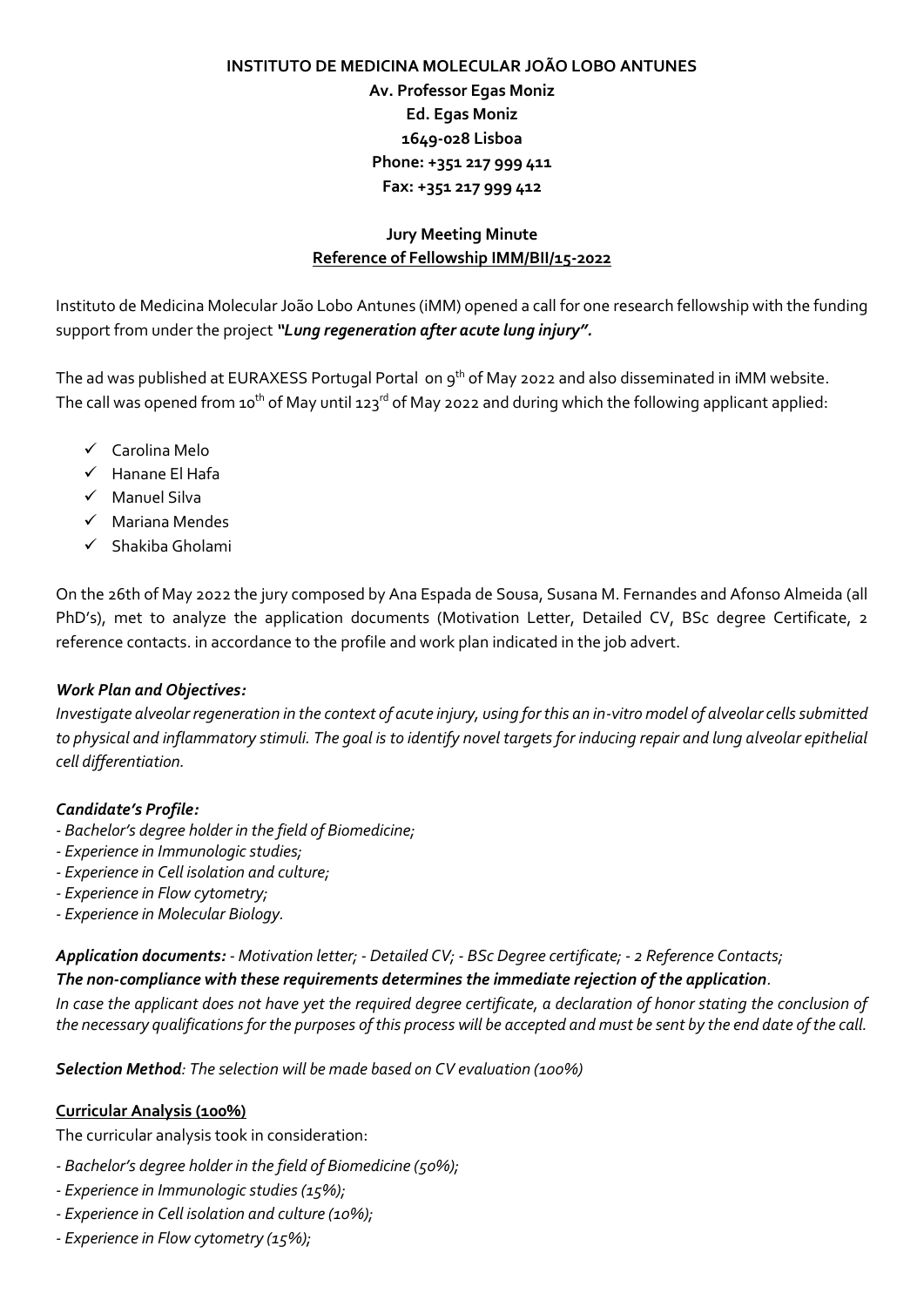**INSTITUTO DE MEDICINA MOLECULAR JOÃO LOBO ANTUNES**

**Av. Professor Egas Moniz**

**Ed. Egas Moniz**

**1649-028 Lisboa**

**Phone: +351 217 999 411**

**Fax: +351 217 999 412**

## Jury Meeting Minute

**Reference of Fellowship IMM/BII/15-2022**

Instituto de Medicina Molecular João Lobo Antunes (iMM) opened a call for one research fellowship with the funding support from under the project ***"Lung regeneration after acute lung injury".***

The ad was published at EURAXESS Portugal Portal on 9th of May 2022 and also disseminated in iMM website. The call was opened from 10th of May until 123rd of May 2022 and during which the following applicant applied:

- ✓ Carolina Melo
- ✓ Hanane El Hafa
- ✓ Manuel Silva
- ✓ Mariana Mendes
- ✓ Shakiba Gholami

On the 26th of May 2022 the jury composed by Ana Espada de Sousa, Susana M. Fernandes and Afonso Almeida (all PhD's), met to analyze the application documents (Motivation Letter, Detailed CV, BSc degree Certificate, 2 reference contacts. in accordance to the profile and work plan indicated in the job advert.

***Work Plan and Objectives:***

*Investigate alveolar regeneration in the context of acute injury, using for this an in-vitro model of alveolar cells submitted to physical and inflammatory stimuli. The goal is to identify novel targets for inducing repair and lung alveolar epithelial cell differentiation.*

***Candidate's Profile:***

*- Bachelor's degree holder in the field of Biomedicine;*
*- Experience in Immunologic studies;*
*- Experience in Cell isolation and culture;*
*- Experience in Flow cytometry;*
*- Experience in Molecular Biology.*

***Application documents:*** *- Motivation letter; - Detailed CV; - BSc Degree certificate; - 2 Reference Contacts;*
***The non-compliance with these requirements determines the immediate rejection of the application****.*
*In case the applicant does not have yet the required degree certificate, a declaration of honor stating the conclusion of the necessary qualifications for the purposes of this process will be accepted and must be sent by the end date of the call.*

***Selection Method****: The selection will be made based on CV evaluation (100%)*

**Curricular Analysis (100%)**

The curricular analysis took in consideration:

*- Bachelor's degree holder in the field of Biomedicine (50%);*
*- Experience in Immunologic studies (15%);*
*- Experience in Cell isolation and culture (10%);*
*- Experience in Flow cytometry (15%);*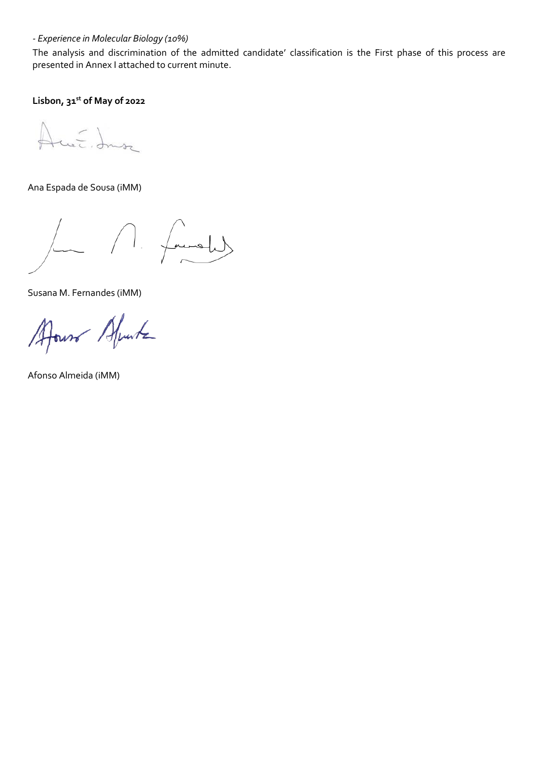- *Experience in Molecular Biology (10%)*

The analysis and discrimination of the admitted candidate' classification is the First phase of this process are presented in Annex I attached to current minute.

**Lisbon, 31st of May of 2022**

Ana Espada de Sousa (iMM)

Susana M. Fernandes (iMM)

Afonso Almeida (iMM)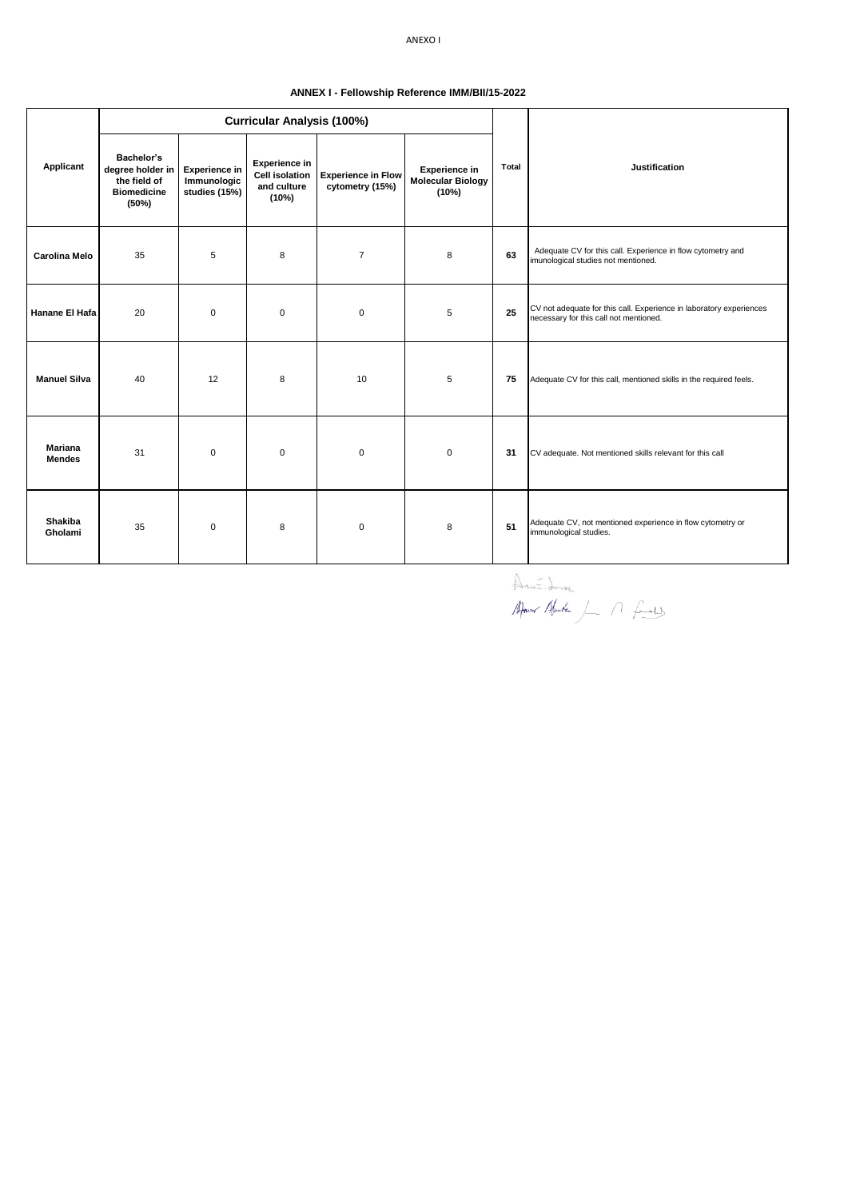ANEXO I

## ANNEX I - Fellowship Reference IMM/BII/15-2022

| Applicant | Curricular Analysis (100%) | | | | | Total | Justification |
|---|---|---|---|---|---|---|---|
| | Bachelor's degree holder in the field of Biomedicine (50%) | Experience in Immunologic studies (15%) | Experience in Cell isolation and culture (10%) | Experience in Flow cytometry (15%) | Experience in Molecular Biology (10%) | | |
| **Carolina Melo** | 35 | 5 | 8 | 7 | 8 | **63** | Adequate CV for this call. Experience in flow cytometry and imunological studies not mentioned. |
| **Hanane El Hafa** | 20 | 0 | 0 | 0 | 5 | **25** | CV not adequate for this call. Experience in laboratory experiences necessary for this call not mentioned. |
| **Manuel Silva** | 40 | 12 | 8 | 10 | 5 | **75** | Adequate CV for this call, mentioned skills in the required feels. |
| **Mariana Mendes** | 31 | 0 | 0 | 0 | 0 | **31** | CV adequate. Not mentioned skills relevant for this call |
| **Shakiba Gholami** | 35 | 0 | 8 | 0 | 8 | **51** | Adequate CV, not mentioned experience in flow cytometry or immunological studies. |